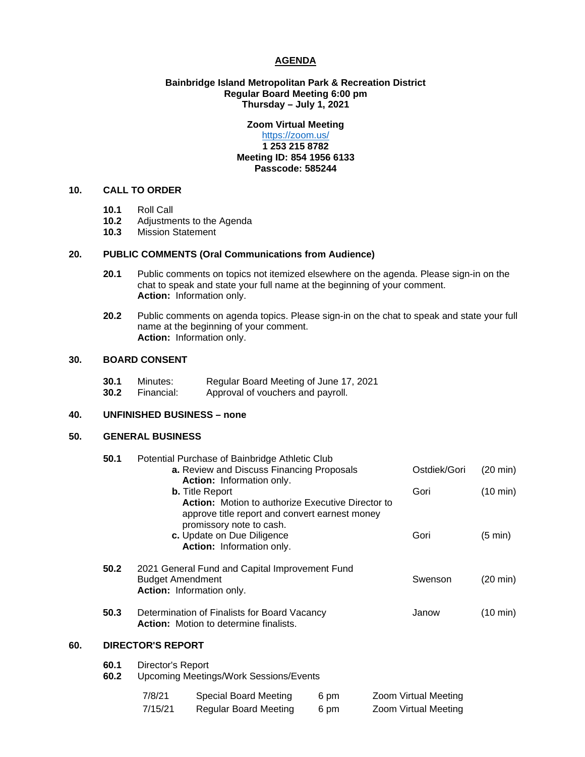# AGENDA

**Bainbridge Island Metropolitan Park & Recreation District**
**Regular Board Meeting 6:00 pm**
**Thursday – July 1, 2021**

**Zoom Virtual Meeting**
https://zoom.us/
**1 253 215 8782**
**Meeting ID: 854 1956 6133**
**Passcode: 585244**

## 10. CALL TO ORDER

**10.1** Roll Call
**10.2** Adjustments to the Agenda
**10.3** Mission Statement

## 20. PUBLIC COMMENTS (Oral Communications from Audience)

**20.1** Public comments on topics not itemized elsewhere on the agenda. Please sign-in on the chat to speak and state your full name at the beginning of your comment.
**Action:** Information only.

**20.2** Public comments on agenda topics. Please sign-in on the chat to speak and state your full name at the beginning of your comment.
**Action:** Information only.

## 30. BOARD CONSENT

**30.1** Minutes: Regular Board Meeting of June 17, 2021
**30.2** Financial: Approval of vouchers and payroll.

## 40. UNFINISHED BUSINESS – none

## 50. GENERAL BUSINESS

**50.1** Potential Purchase of Bainbridge Athletic Club

- **a.** Review and Discuss Financing Proposals — Ostdiek/Gori (20 min)
  **Action:** Information only.
- **b.** Title Report — Gori (10 min)
  **Action:** Motion to authorize Executive Director to approve title report and convert earnest money promissory note to cash.
- **c.** Update on Due Diligence — Gori (5 min)
  **Action:** Information only.

**50.2** 2021 General Fund and Capital Improvement Fund Budget Amendment — Swenson (20 min)
**Action:** Information only.

**50.3** Determination of Finalists for Board Vacancy — Janow (10 min)
**Action:** Motion to determine finalists.

## 60. DIRECTOR'S REPORT

**60.1** Director's Report
**60.2** Upcoming Meetings/Work Sessions/Events

| | | | |
|---|---|---|---|
| 7/8/21 | Special Board Meeting | 6 pm | Zoom Virtual Meeting |
| 7/15/21 | Regular Board Meeting | 6 pm | Zoom Virtual Meeting |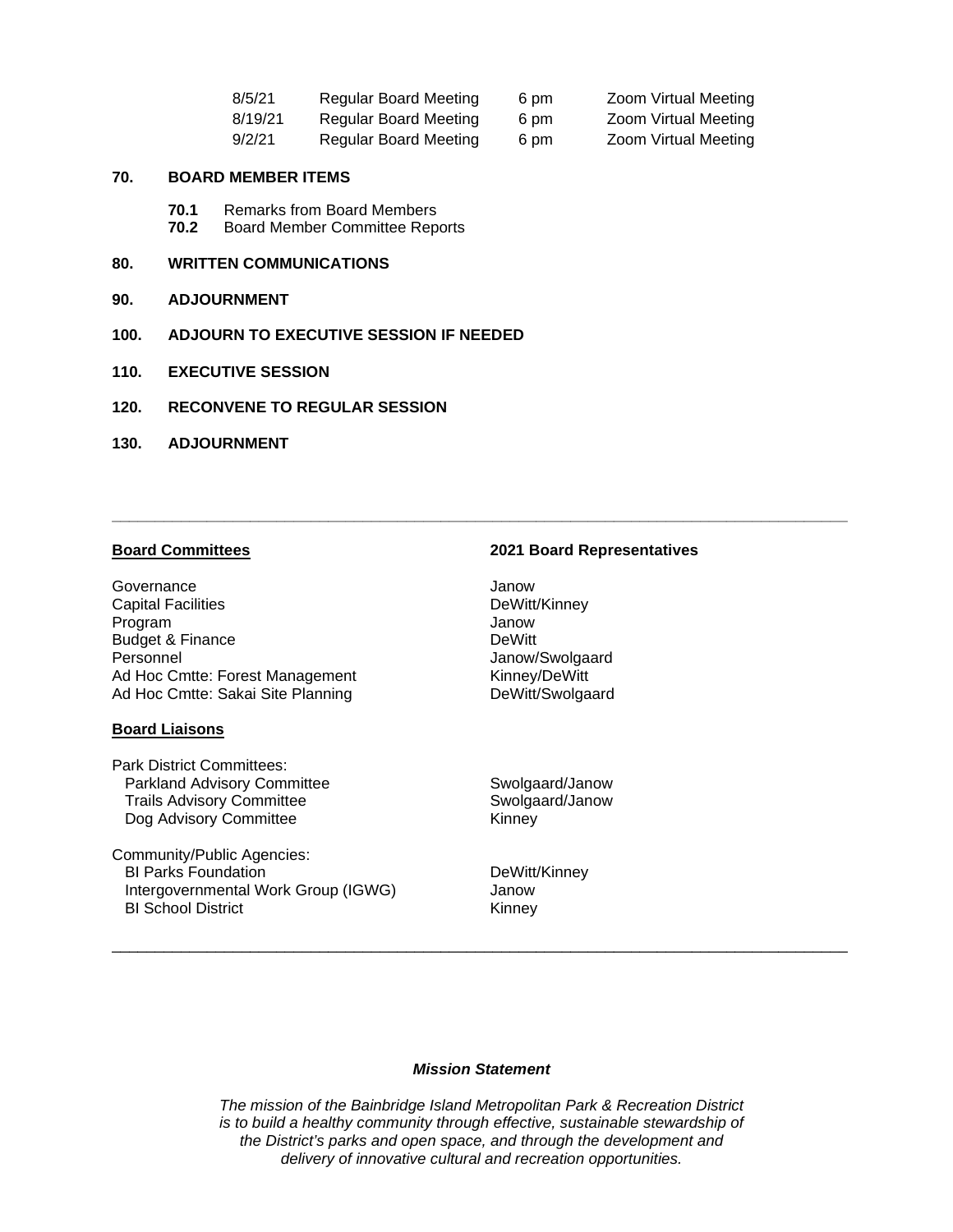| | | | |
|---|---|---|---|
| 8/5/21 | Regular Board Meeting | 6 pm | Zoom Virtual Meeting |
| 8/19/21 | Regular Board Meeting | 6 pm | Zoom Virtual Meeting |
| 9/2/21 | Regular Board Meeting | 6 pm | Zoom Virtual Meeting |

**70. BOARD MEMBER ITEMS**

- **70.1** Remarks from Board Members
- **70.2** Board Member Committee Reports

**80. WRITTEN COMMUNICATIONS**

**90. ADJOURNMENT**

**100. ADJOURN TO EXECUTIVE SESSION IF NEEDED**

**110. EXECUTIVE SESSION**

**120. RECONVENE TO REGULAR SESSION**

**130. ADJOURNMENT**

---

| **Board Committees** | **2021 Board Representatives** |
|---|---|
| Governance | Janow |
| Capital Facilities | DeWitt/Kinney |
| Program | Janow |
| Budget & Finance | DeWitt |
| Personnel | Janow/Swolgaard |
| Ad Hoc Cmtte: Forest Management | Kinney/DeWitt |
| Ad Hoc Cmtte: Sakai Site Planning | DeWitt/Swolgaard |

**Board Liaisons**

| | |
|---|---|
| Park District Committees: | |
| Parkland Advisory Committee | Swolgaard/Janow |
| Trails Advisory Committee | Swolgaard/Janow |
| Dog Advisory Committee | Kinney |
| Community/Public Agencies: | |
| BI Parks Foundation | DeWitt/Kinney |
| Intergovernmental Work Group (IGWG) | Janow |
| BI School District | Kinney |

---

***Mission Statement***

*The mission of the Bainbridge Island Metropolitan Park & Recreation District is to build a healthy community through effective, sustainable stewardship of the District's parks and open space, and through the development and delivery of innovative cultural and recreation opportunities.*